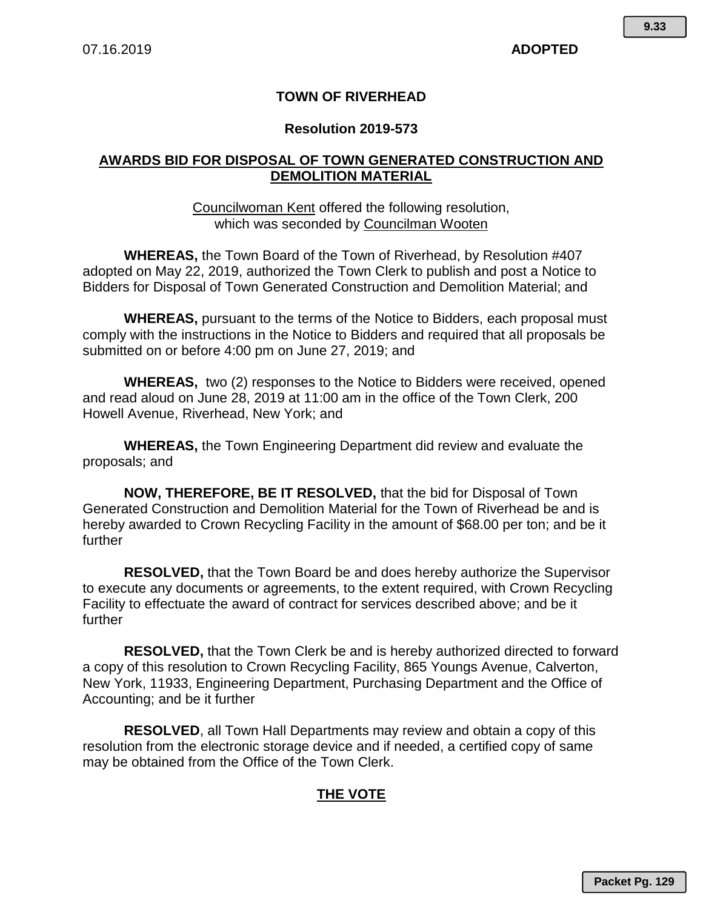07.16.2019 **ADOPTED**

# TOWN OF RIVERHEAD

## Resolution 2019-573

## AWARDS BID FOR DISPOSAL OF TOWN GENERATED CONSTRUCTION AND DEMOLITION MATERIAL

Councilwoman Kent offered the following resolution,
which was seconded by Councilman Wooten

**WHEREAS,** the Town Board of the Town of Riverhead, by Resolution #407 adopted on May 22, 2019, authorized the Town Clerk to publish and post a Notice to Bidders for Disposal of Town Generated Construction and Demolition Material; and

**WHEREAS,** pursuant to the terms of the Notice to Bidders, each proposal must comply with the instructions in the Notice to Bidders and required that all proposals be submitted on or before 4:00 pm on June 27, 2019; and

**WHEREAS,** two (2) responses to the Notice to Bidders were received, opened and read aloud on June 28, 2019 at 11:00 am in the office of the Town Clerk, 200 Howell Avenue, Riverhead, New York; and

**WHEREAS,** the Town Engineering Department did review and evaluate the proposals; and

**NOW, THEREFORE, BE IT RESOLVED,** that the bid for Disposal of Town Generated Construction and Demolition Material for the Town of Riverhead be and is hereby awarded to Crown Recycling Facility in the amount of $68.00 per ton; and be it further

**RESOLVED,** that the Town Board be and does hereby authorize the Supervisor to execute any documents or agreements, to the extent required, with Crown Recycling Facility to effectuate the award of contract for services described above; and be it further

**RESOLVED,** that the Town Clerk be and is hereby authorized directed to forward a copy of this resolution to Crown Recycling Facility, 865 Youngs Avenue, Calverton, New York, 11933, Engineering Department, Purchasing Department and the Office of Accounting; and be it further

**RESOLVED**, all Town Hall Departments may review and obtain a copy of this resolution from the electronic storage device and if needed, a certified copy of same may be obtained from the Office of the Town Clerk.

## THE VOTE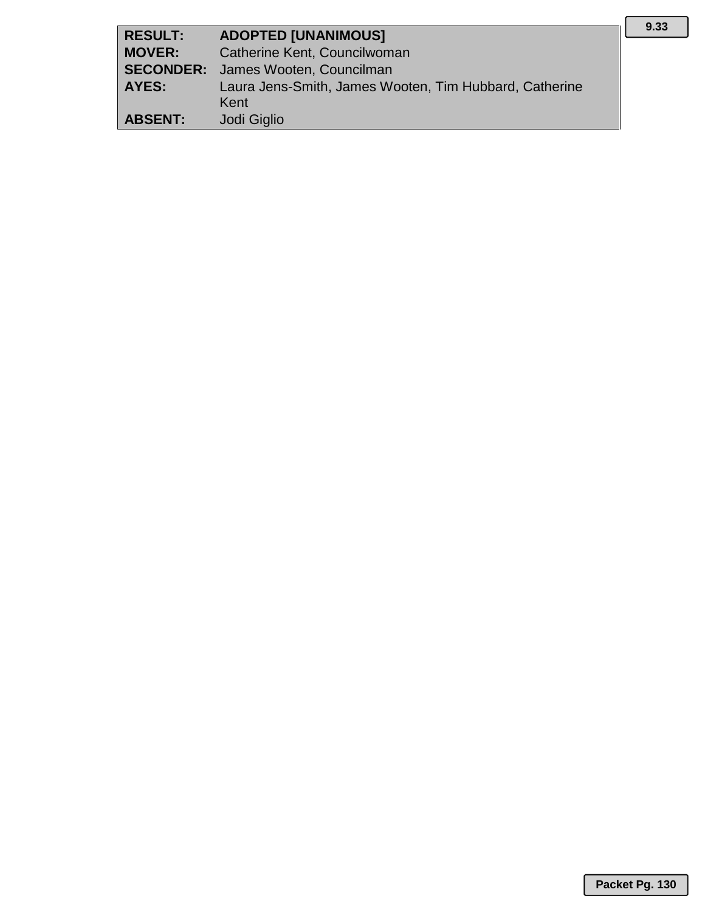| | |
|---|---|
| **RESULT:** | **ADOPTED [UNANIMOUS]** |
| **MOVER:** | Catherine Kent, Councilwoman |
| **SECONDER:** | James Wooten, Councilman |
| **AYES:** | Laura Jens-Smith, James Wooten, Tim Hubbard, Catherine Kent |
| **ABSENT:** | Jodi Giglio |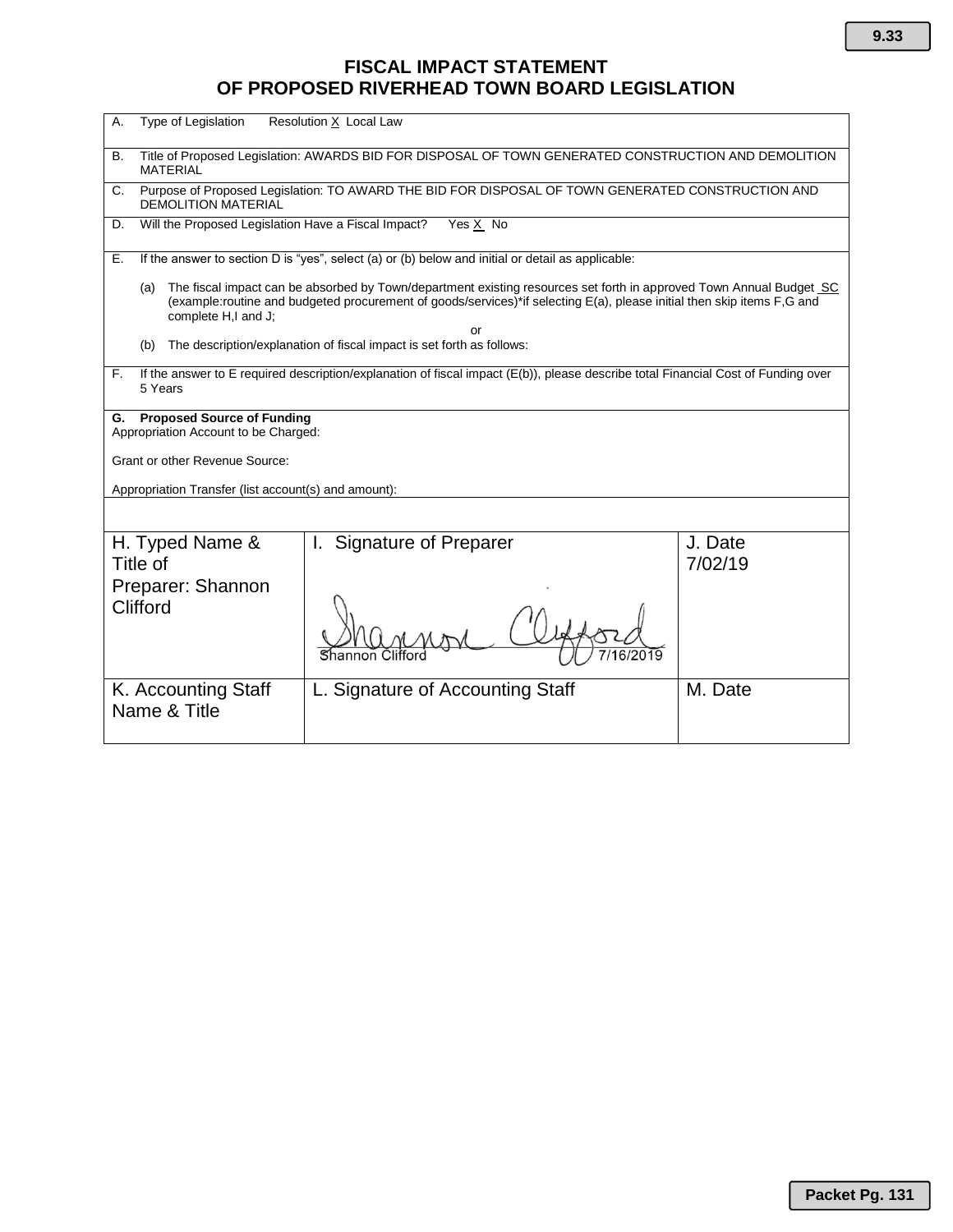# FISCAL IMPACT STATEMENT
# OF PROPOSED RIVERHEAD TOWN BOARD LEGISLATION

A. Type of Legislation Resolution X Local Law

B. Title of Proposed Legislation: AWARDS BID FOR DISPOSAL OF TOWN GENERATED CONSTRUCTION AND DEMOLITION MATERIAL

C. Purpose of Proposed Legislation: TO AWARD THE BID FOR DISPOSAL OF TOWN GENERATED CONSTRUCTION AND DEMOLITION MATERIAL

D. Will the Proposed Legislation Have a Fiscal Impact? Yes X No

E. If the answer to section D is "yes", select (a) or (b) below and initial or detail as applicable:

(a) The fiscal impact can be absorbed by Town/department existing resources set forth in approved Town Annual Budget SC (example:routine and budgeted procurement of goods/services)*if selecting E(a), please initial then skip items F,G and complete H,I and J;

or

(b) The description/explanation of fiscal impact is set forth as follows:

F. If the answer to E required description/explanation of fiscal impact (E(b)), please describe total Financial Cost of Funding over 5 Years

**G. Proposed Source of Funding**

Appropriation Account to be Charged:

Grant or other Revenue Source:

Appropriation Transfer (list account(s) and amount):

| H. Typed Name & Title of Preparer: Shannon Clifford | I. Signature of Preparer | J. Date 7/02/19 |
|---|---|---|
| | Shannon Clifford 7/16/2019 | |
| K. Accounting Staff Name & Title | L. Signature of Accounting Staff | M. Date |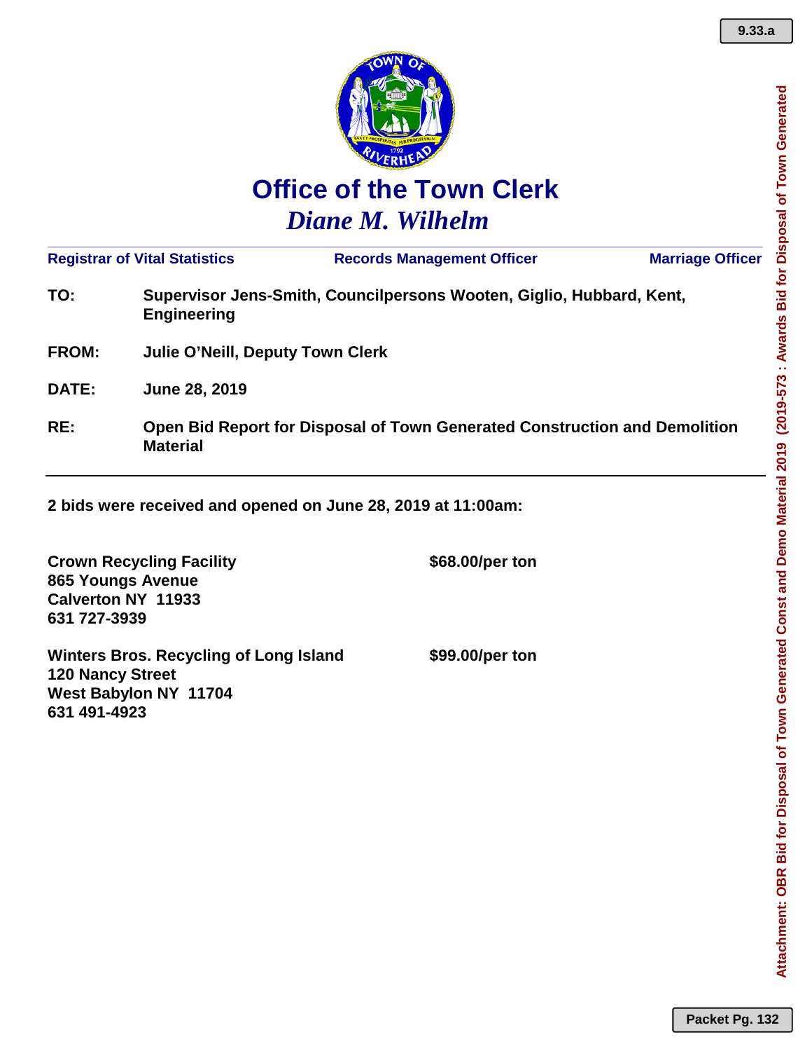# Office of the Town Clerk

*Diane M. Wilhelm*

**Registrar of Vital Statistics** | **Records Management Officer** | **Marriage Officer**

**TO:** Supervisor Jens-Smith, Councilpersons Wooten, Giglio, Hubbard, Kent, Engineering

**FROM:** Julie O'Neill, Deputy Town Clerk

**DATE:** June 28, 2019

**RE:** Open Bid Report for Disposal of Town Generated Construction and Demolition Material

---

**2 bids were received and opened on June 28, 2019 at 11:00am:**

| | |
|---|---|
| **Crown Recycling Facility**<br>**865 Youngs Avenue**<br>**Calverton NY 11933**<br>**631 727-3939** | **$68.00/per ton** |
| **Winters Bros. Recycling of Long Island**<br>**120 Nancy Street**<br>**West Babylon NY 11704**<br>**631 491-4923** | **$99.00/per ton** |